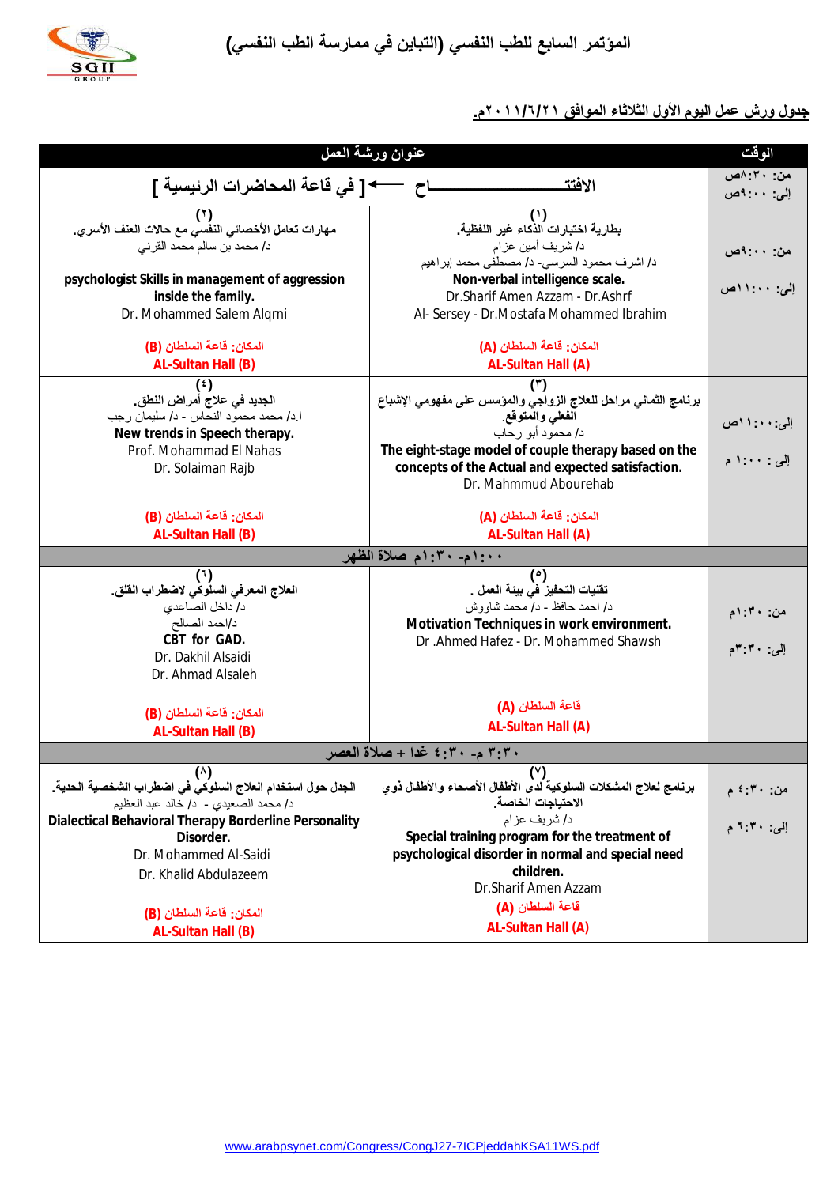# المؤتمر السابع للطب النفسي (التباين في ممارسة الطب النفسي)

## جدول ورش عمل اليوم الأول الثلاثاء الموافق ٢١/٦/٢٠١١م.

| الوقت | عنوان ورشة العمل | |
|---|---|---|
| من: ٨:٣٠ص<br>إلى: ٩:٠٠ص | الافتتـــــــــــــــــــاح ←— [ في قاعة المحاضرات الرئيسية ] | |
| من: ٩:٠٠ص<br>إلى: ١١:٠٠ص | (١)<br>بطارية اختبارات الذكاء غير اللفظية.<br>د/ شريف أمين عزام<br>د/ اشرف محمود السرسي- د/ مصطفى محمد إبراهيم<br>**Non-verbal intelligence scale.**<br>Dr.Sharif Amen Azzam - Dr.Ashrf Al- Sersey - Dr.Mostafa Mohammed Ibrahim<br>المكان: قاعة السلطان (A)<br>AL-Sultan Hall (A) | (٢)<br>مهارات تعامل الأخصائي النفسي مع حالات العنف الأسري.<br>د/ محمد بن سالم محمد القرني<br>**psychologist Skills in management of aggression inside the family.**<br>Dr. Mohammed Salem Alqrni<br>المكان: قاعة السلطان (B)<br>AL-Sultan Hall (B) |
| إلى: ١١:٠٠ص<br>إلى: ١:٠٠ م | (٣)<br>برنامج الثماني مراحل للعلاج الزواجي والمؤسس على مفهومي الإشباع الفعلي والمتوقع.<br>د/ محمود أبو رحاب<br>**The eight-stage model of couple therapy based on the concepts of the Actual and expected satisfaction.**<br>Dr. Mahmmud Abourehab<br>المكان: قاعة السلطان (A)<br>AL-Sultan Hall (A) | (٤)<br>الجديد في علاج أمراض النطق.<br>ا.د/ محمد محمود النحاس - د/ سليمان رجب<br>**New trends in Speech therapy.**<br>Prof. Mohammad El Nahas<br>Dr. Solaiman Rajb<br>المكان: قاعة السلطان (B)<br>AL-Sultan Hall (B) |
| | ١:٠٠م- ١:٣٠م صلاة الظهر | |
| من: ١:٣٠م<br>إلى: ٣:٣٠م | (٥)<br>تقنيات التحفيز في بيئة العمل .<br>د/ احمد حافظ - د/ محمد شاوش<br>**Motivation Techniques in work environment.**<br>Dr .Ahmed Hafez - Dr. Mohammed Shawsh<br>قاعة السلطان (A)<br>AL-Sultan Hall (A) | (٦)<br>العلاج المعرفي السلوكي لاضطراب القلق.<br>د/ داخل الصاعدي<br>د/احمد الصالح<br>**CBT for GAD.**<br>Dr. Dakhil Alsaidi<br>Dr. Ahmad Alsaleh<br>المكان: قاعة السلطان (B)<br>AL-Sultan Hall (B) |
| | ٣:٣٠ م- ٤:٣٠ غدا + صلاة العصر | |
| من: ٤:٣٠ م<br>إلى: ٦:٣٠ م | (٧)<br>برنامج لعلاج المشكلات السلوكية لدى الأطفال الأصحاء والأطفال ذوي الاحتياجات الخاصة.<br>د/ شريف عزام<br>**Special training program for the treatment of psychological disorder in normal and special need children.**<br>Dr.Sharif Amen Azzam<br>قاعة السلطان (A)<br>AL-Sultan Hall (A) | (٨)<br>الجدل حول استخدام العلاج السلوكي في اضطراب الشخصية الحدية.<br>د/ محمد الصعيدي - د/ خالد عبد العظيم<br>**Dialectical Behavioral Therapy Borderline Personality Disorder.**<br>Dr. Mohammed Al-Saidi<br>Dr. Khalid Abdulazeem<br>المكان: قاعة السلطان (B)<br>AL-Sultan Hall (B) |

www.arabpsynet.com/Congress/CongJ27-7ICPjeddahKSA11WS.pdf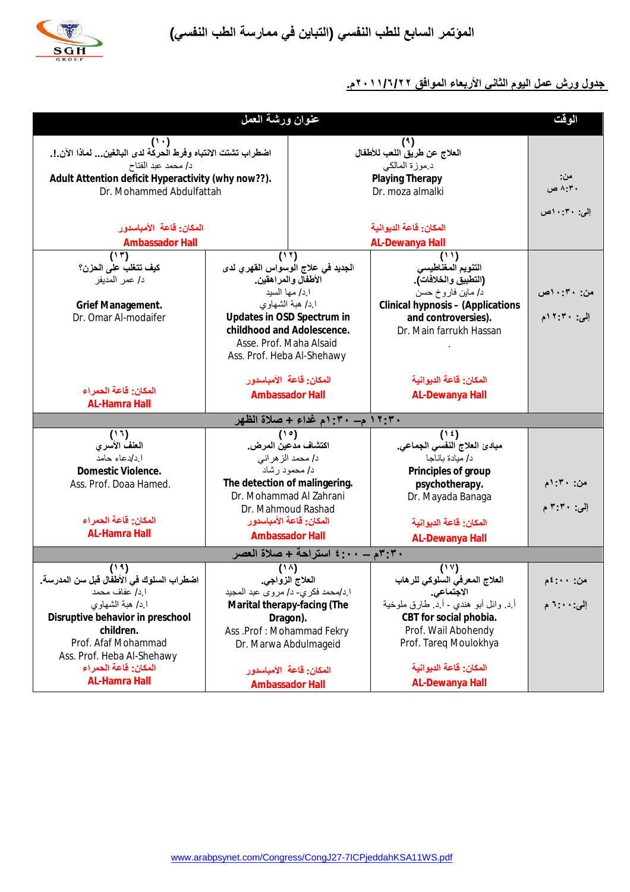# المؤتمر السابع للطب النفسي (التباين في ممارسة الطب النفسي)

## جدول ورش عمل اليوم الثاني الأربعاء الموافق ٢٢/٦/٢٠١١م.

| الوقت | عنوان ورشة العمل | | |
|---|---|---|---|
| من: ٨:٣٠ ص<br>إلى: ١٠:٣٠ص | (٩)<br>العلاج عن طريق اللعب للأطفال<br>د.موزة المالكي<br>**Playing Therapy**<br>Dr. moza almalki<br>المكان: قاعة الديوانية<br>**AL-Dewanya Hall** | (١٠)<br>اضطراب تشتت الانتباه وفرط الحركة لدى البالغين... لماذا الآن.!.<br>د/ محمد عبد الفتاح<br>**Adult Attention deficit Hyperactivity (why now??).**<br>Dr. Mohammed Abdulfattah<br>المكان: قاعة الأمباسدور<br>**Ambassador Hall** | |
| من: ١٠:٣٠ص<br>إلى: ١٢:٣٠م | (١١)<br>التنويم المغناطيسي (التطبيق والخلافات).<br>د/ ماين فاروخ حسن<br>**Clinical hypnosis - (Applications and controversies).**<br>Dr. Main farrukh Hassan<br>المكان: قاعة الديوانية<br>**AL-Dewanya Hall** | (١٢)<br>الجديد في علاج الوسواس القهري لدى الأطفال والمراهقين.<br>ا.د/ مها السيد<br>ا.د/ هبة الشهاوي<br>**Updates in OSD Spectrum in childhood and Adolescence.**<br>Asse. Prof. Maha Alsaid<br>Ass. Prof. Heba Al-Shehawy<br>المكان: قاعة الأمباسدور<br>**Ambassador Hall** | (١٣)<br>كيف تتغلب على الحزن؟<br>د/ عمر المديفر<br>**Grief Management.**<br>Dr. Omar Al-modaifer<br>المكان: قاعة الحمراء<br>**AL-Hamra Hall** |
| ١٢:٣٠ م– ١:٣٠م غداء + صلاة الظهر | | | |
| من: ١:٣٠م<br>إلى: ٣:٣٠ م | (١٤)<br>مبادئ العلاج النفسي الجماعي.<br>د/ ميادة باناجا<br>**Principles of group psychotherapy.**<br>Dr. Mayada Banaga<br>المكان: قاعة الديوانية<br>**AL-Dewanya Hall** | (١٥)<br>اكتشاف مدعين المرض.<br>د/ محمد الزهراني<br>د/ محمود رشاد<br>**The detection of malingering.**<br>Dr. Mohammad Al Zahrani<br>Dr. Mahmoud Rashad<br>المكان: قاعة الأمباسدور<br>**Ambassador Hall** | (١٦)<br>العنف الأسري<br>ا.د/دعاء حامد<br>**Domestic Violence.**<br>Ass. Prof. Doaa Hamed.<br>المكان: قاعة الحمراء<br>**AL-Hamra Hall** |
| ٣:٣٠م – ٤:٠٠ استراحة + صلاة العصر | | | |
| من: ٤:٠٠م<br>إلى: ٦:٠٠ م | (١٧)<br>العلاج المعرفي السلوكي للرهاب الاجتماعي.<br>أ.د. وائل أبو هندي - أ.د. طارق ملوخية<br>**CBT for social phobia.**<br>Prof. Wail Abohendy<br>Prof. Tareq Moulokhya<br>المكان: قاعة الديوانية<br>**AL-Dewanya Hall** | (١٨)<br>العلاج الزواجي.<br>ا.د/محمد فكري- د/ مروى عبد المجيد<br>**Marital therapy-facing (The Dragon).**<br>Ass .Prof : Mohammad Fekry<br>Dr. Marwa Abdulmageid<br>المكان: قاعة الأمباسدور<br>**Ambassador Hall** | (١٩)<br>اضطراب السلوك في الأطفال قبل سن المدرسة.<br>ا.د/ عفاف محمد<br>ا.د/ هبة الشهاوي<br>**Disruptive behavior in preschool children.**<br>Prof. Afaf Mohammad<br>Ass. Prof. Heba Al-Shehawy<br>المكان: قاعة الحمراء<br>**AL-Hamra Hall** |

www.arabpsynet.com/Congress/CongJ27-7ICPjeddahKSA11WS.pdf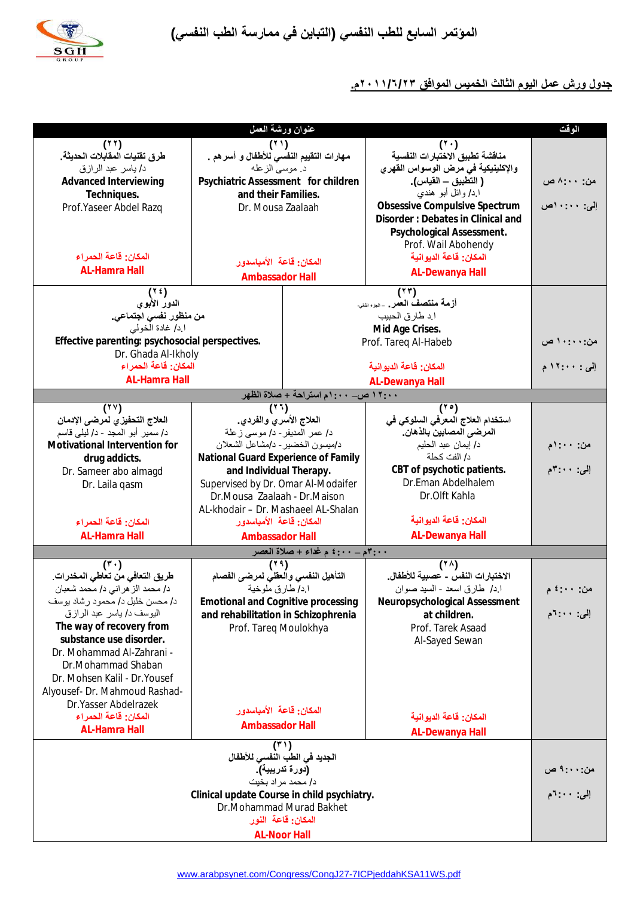# المؤتمر السابع للطب النفسي (التباين في ممارسة الطب النفسي)

## جدول ورش عمل اليوم الثالث الخميس الموافق ٢٠١١/٦/٢٣م.

| الوقت | عنوان ورشة العمل | | |
|---|---|---|---|
| من: ٨:٠٠ ص<br>إلى: ١٠:٠٠ص | (٢٠)<br>مناقشة تطبيق الاختبارات النفسية والإكلينيكية في مرض الوسواس القهري ( التطبيق – القياس).<br>ا.د/ وائل أبو هندي<br>**Obsessive Compulsive Spectrum Disorder : Debates in Clinical and Psychological Assessment.**<br>Prof. Wail Abohendy<br>المكان: قاعة الديوانية<br>**AL-Dewanya Hall** | (٢١)<br>مهارات التقييم النفسي للأطفال و أسرهم .<br>د. موسى الزعله<br>**Psychiatric Assessment for children and their Families.**<br>Dr. Mousa Zaalaah<br>المكان: قاعة الأمباسدور<br>**Ambassador Hall** | (٢٢)<br>طرق تقنيات المقابلات الحديثة.<br>د/ ياسر عبد الرازق<br>**Advanced Interviewing Techniques.**<br>Prof.Yaseer Abdel Razq<br>المكان: قاعة الحمراء<br>**AL-Hamra Hall** |
| من:١٠:٠٠ ص<br>إلى: ١٢:٠٠ م | (٢٣)<br>أزمة منتصف العمر. – الجزء الثاني-<br>ا.د طارق الحبيب<br>**Mid Age Crises.**<br>Prof. Tareq Al-Habeb<br>المكان: قاعة الديوانية<br>**AL-Dewanya Hall** | | (٢٤)<br>الدور الأبوي<br>من منظور نفسي اجتماعي.<br>ا.د/ غادة الخولي<br>**Effective parenting: psychosocial perspectives.**<br>Dr. Ghada Al-Ikholy<br>المكان: قاعة الحمراء<br>**AL-Hamra Hall** |
| | ١٢:٠٠ ص– ١:٠٠م استراحة + صلاة الظهر | | |
| من: ١:٠٠م<br>إلى: ٣:٠٠م | (٢٥)<br>استخدام العلاج المعرفي السلوكي في المرضى المصابين بالذهان.<br>د/ إيمان عبد الحليم<br>د/ الفت كحلة<br>**CBT of psychotic patients.**<br>Dr.Eman Abdelhalem<br>Dr.Olft Kahla<br>المكان: قاعة الديوانية<br>**AL-Dewanya Hall** | (٢٦)<br>العلاج الأسري والفردي.<br>د/ عمر المديفر - د/ موسى زعلة<br>د/ميسون الخضير - د/مشاعل الشعلان<br>**National Guard Experience of Family and Individual Therapy.**<br>Supervised by Dr. Omar Al-Modaifer<br>Dr.Mousa Zaalaah - Dr.Maison AL-khodair – Dr. Mashaeel AL-Shalan<br>المكان: قاعة الأمباسدور<br>**Ambassador Hall** | (٢٧)<br>العلاج التحفيزي لمرضى الإدمان<br>د/ سمير أبو المجد - د/ ليلى قاسم<br>**Motivational Intervention for drug addicts.**<br>Dr. Sameer abo almagd<br>Dr. Laila qasm<br>المكان: قاعة الحمراء<br>**AL-Hamra Hall** |
| | ٣:٠٠م – ٤:٠٠ م غداء + صلاة العصر | | |
| من: ٤:٠٠ م<br>إلى: ٦:٠٠م | (٢٨)<br>الاختبارات النفس - عصبية للأطفال.<br>ا.د/ طارق اسعد - السيد صوان<br>**Neuropsychological Assessment at children.**<br>Prof. Tarek Asaad<br>Al-Sayed Sewan<br>المكان: قاعة الديوانية<br>**AL-Dewanya Hall** | (٢٩)<br>التأهيل النفسي والعقلي لمرضى الفصام<br>ا.د/ طارق ملوخية<br>**Emotional and Cognitive processing and rehabilitation in Schizophrenia**<br>Prof. Tareq Moulokhya<br>المكان: قاعة الأمباسدور<br>**Ambassador Hall** | (٣٠)<br>طريق التعافي من تعاطي المخدرات.<br>د/ محمد الزهراني د/ محمد شعبان<br>د/ محسن خليل د/ محمود رشاد يوسف اليوسف د/ ياسر عبد الرازق<br>**The way of recovery from substance use disorder.**<br>Dr. Mohammad Al-Zahrani - Dr.Mohammad Shaban<br>Dr. Mohsen Kalil - Dr.Yousef Alyousef- Dr. Mahmoud Rashad-<br>Dr.Yasser Abdelrazek<br>المكان: قاعة الحمراء<br>**AL-Hamra Hall** |
| من:٩:٠٠ ص<br>إلى: ٦:٠٠م | (٣١)<br>الجديد في الطب النفسي للأطفال<br>(دورة تدريبية).<br>د/ محمد مراد بخيت<br>**Clinical update Course in child psychiatry.**<br>Dr.Mohammad Murad Bakhet<br>المكان: قاعة النور<br>**AL-Noor Hall** | | |